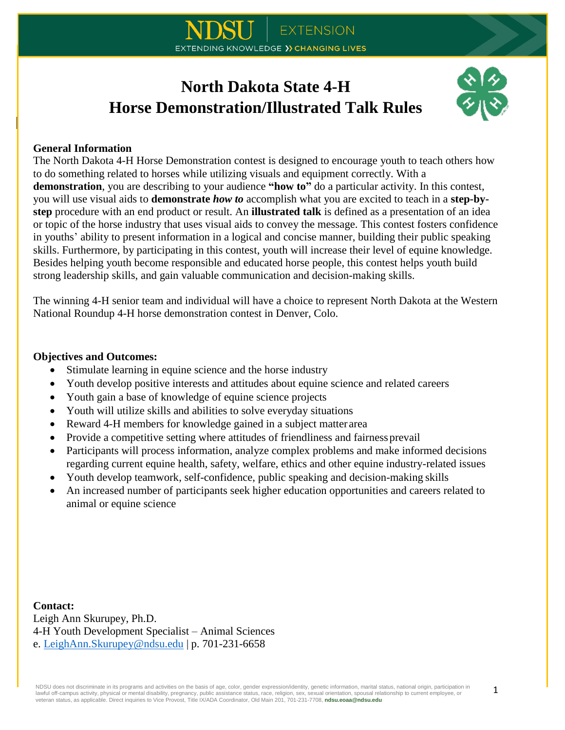# North Dakota State 4-H
# Horse Demonstration/Illustrated Talk Rules

**General Information**

The North Dakota 4-H Horse Demonstration contest is designed to encourage youth to teach others how to do something related to horses while utilizing visuals and equipment correctly. With a **demonstration**, you are describing to your audience **"how to"** do a particular activity. In this contest, you will use visual aids to **demonstrate** ***how to*** accomplish what you are excited to teach in a **step-by-step** procedure with an end product or result. An **illustrated talk** is defined as a presentation of an idea or topic of the horse industry that uses visual aids to convey the message. This contest fosters confidence in youths' ability to present information in a logical and concise manner, building their public speaking skills. Furthermore, by participating in this contest, youth will increase their level of equine knowledge. Besides helping youth become responsible and educated horse people, this contest helps youth build strong leadership skills, and gain valuable communication and decision-making skills.

The winning 4-H senior team and individual will have a choice to represent North Dakota at the Western National Roundup 4-H horse demonstration contest in Denver, Colo.

**Objectives and Outcomes:**

- Stimulate learning in equine science and the horse industry
- Youth develop positive interests and attitudes about equine science and related careers
- Youth gain a base of knowledge of equine science projects
- Youth will utilize skills and abilities to solve everyday situations
- Reward 4-H members for knowledge gained in a subject matter area
- Provide a competitive setting where attitudes of friendliness and fairness prevail
- Participants will process information, analyze complex problems and make informed decisions regarding current equine health, safety, welfare, ethics and other equine industry-related issues
- Youth develop teamwork, self-confidence, public speaking and decision-making skills
- An increased number of participants seek higher education opportunities and careers related to animal or equine science

**Contact:**

Leigh Ann Skurupey, Ph.D.
4-H Youth Development Specialist – Animal Sciences
e. LeighAnn.Skurupey@ndsu.edu | p. 701-231-6658

NDSU does not discriminate in its programs and activities on the basis of age, color, gender expression/identity, genetic information, marital status, national origin, participation in lawful off-campus activity, physical or mental disability, pregnancy, public assistance status, race, religion, sex, sexual orientation, spousal relationship to current employee, or veteran status, as applicable. Direct inquiries to Vice Provost, Title IX/ADA Coordinator, Old Main 201, 701-231-7708, **ndsu.eoaa@ndsu.edu**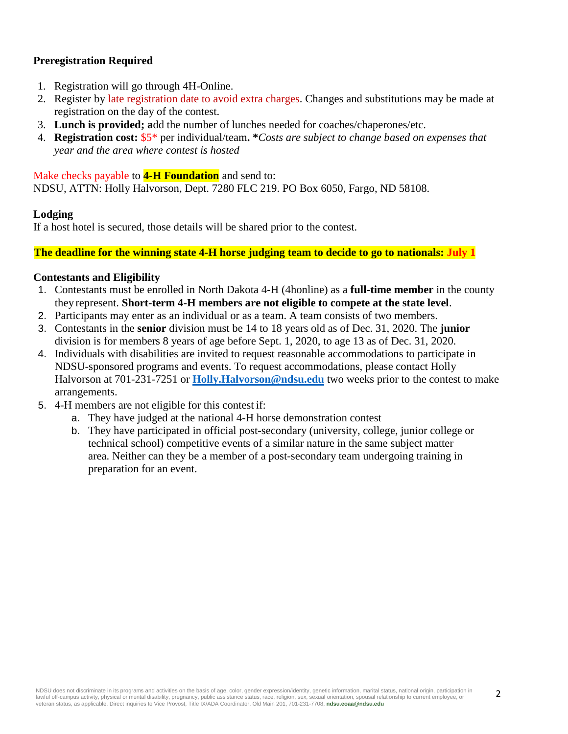### Preregistration Required

1. Registration will go through 4H-Online.
2. Register by late registration date to avoid extra charges. Changes and substitutions may be made at registration on the day of the contest.
3. **Lunch is provided; a**dd the number of lunches needed for coaches/chaperones/etc.
4. **Registration cost:** $5* per individual/team**.** ***Costs are subject to change based on expenses that year and the area where contest is hosted*

Make checks payable to **4-H Foundation** and send to:
NDSU, ATTN: Holly Halvorson, Dept. 7280 FLC 219. PO Box 6050, Fargo, ND 58108.

### Lodging

If a host hotel is secured, those details will be shared prior to the contest.

**The deadline for the winning state 4-H horse judging team to decide to go to nationals: July 1**

### Contestants and Eligibility

1. Contestants must be enrolled in North Dakota 4-H (4honline) as a **full-time member** in the county they represent. **Short-term 4-H members are not eligible to compete at the state level**.
2. Participants may enter as an individual or as a team. A team consists of two members.
3. Contestants in the **senior** division must be 14 to 18 years old as of Dec. 31, 2020. The **junior** division is for members 8 years of age before Sept. 1, 2020, to age 13 as of Dec. 31, 2020.
4. Individuals with disabilities are invited to request reasonable accommodations to participate in NDSU-sponsored programs and events. To request accommodations, please contact Holly Halvorson at 701-231-7251 or **Holly.Halvorson@ndsu.edu** two weeks prior to the contest to make arrangements.
5. 4-H members are not eligible for this contest if:
    a. They have judged at the national 4-H horse demonstration contest
    b. They have participated in official post-secondary (university, college, junior college or technical school) competitive events of a similar nature in the same subject matter area. Neither can they be a member of a post-secondary team undergoing training in preparation for an event.

NDSU does not discriminate in its programs and activities on the basis of age, color, gender expression/identity, genetic information, marital status, national origin, participation in lawful off-campus activity, physical or mental disability, pregnancy, public assistance status, race, religion, sex, sexual orientation, spousal relationship to current employee, or veteran status, as applicable. Direct inquiries to Vice Provost, Title IX/ADA Coordinator, Old Main 201, 701-231-7708, **ndsu.eoaa@ndsu.edu**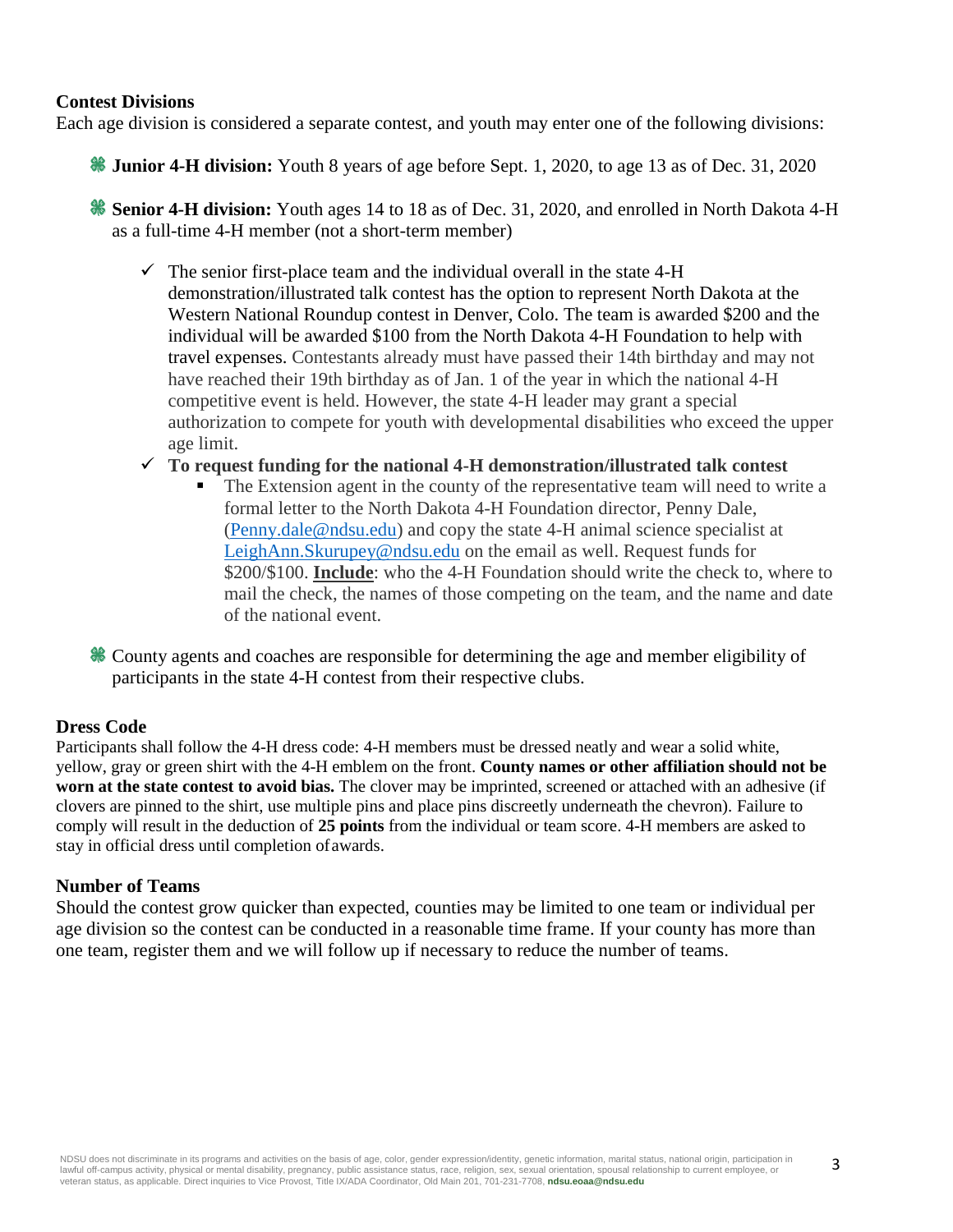### Contest Divisions

Each age division is considered a separate contest, and youth may enter one of the following divisions:

- **Junior 4-H division:** Youth 8 years of age before Sept. 1, 2020, to age 13 as of Dec. 31, 2020
- **Senior 4-H division:** Youth ages 14 to 18 as of Dec. 31, 2020, and enrolled in North Dakota 4-H as a full-time 4-H member (not a short-term member)
  - ✓ The senior first-place team and the individual overall in the state 4-H demonstration/illustrated talk contest has the option to represent North Dakota at the Western National Roundup contest in Denver, Colo. The team is awarded $200 and the individual will be awarded $100 from the North Dakota 4-H Foundation to help with travel expenses. Contestants already must have passed their 14th birthday and may not have reached their 19th birthday as of Jan. 1 of the year in which the national 4-H competitive event is held. However, the state 4-H leader may grant a special authorization to compete for youth with developmental disabilities who exceed the upper age limit.
  - ✓ **To request funding for the national 4-H demonstration/illustrated talk contest**
    - The Extension agent in the county of the representative team will need to write a formal letter to the North Dakota 4-H Foundation director, Penny Dale, (Penny.dale@ndsu.edu) and copy the state 4-H animal science specialist at LeighAnn.Skurupey@ndsu.edu on the email as well. Request funds for $200/$100. **Include**: who the 4-H Foundation should write the check to, where to mail the check, the names of those competing on the team, and the name and date of the national event.
- County agents and coaches are responsible for determining the age and member eligibility of participants in the state 4-H contest from their respective clubs.

### Dress Code

Participants shall follow the 4-H dress code: 4-H members must be dressed neatly and wear a solid white, yellow, gray or green shirt with the 4-H emblem on the front. **County names or other affiliation should not be worn at the state contest to avoid bias.** The clover may be imprinted, screened or attached with an adhesive (if clovers are pinned to the shirt, use multiple pins and place pins discreetly underneath the chevron). Failure to comply will result in the deduction of **25 points** from the individual or team score. 4-H members are asked to stay in official dress until completion of awards.

### Number of Teams

Should the contest grow quicker than expected, counties may be limited to one team or individual per age division so the contest can be conducted in a reasonable time frame. If your county has more than one team, register them and we will follow up if necessary to reduce the number of teams.

NDSU does not discriminate in its programs and activities on the basis of age, color, gender expression/identity, genetic information, marital status, national origin, participation in lawful off-campus activity, physical or mental disability, pregnancy, public assistance status, race, religion, sex, sexual orientation, spousal relationship to current employee, or veteran status, as applicable. Direct inquiries to Vice Provost, Title IX/ADA Coordinator, Old Main 201, 701-231-7708, **ndsu.eoaa@ndsu.edu**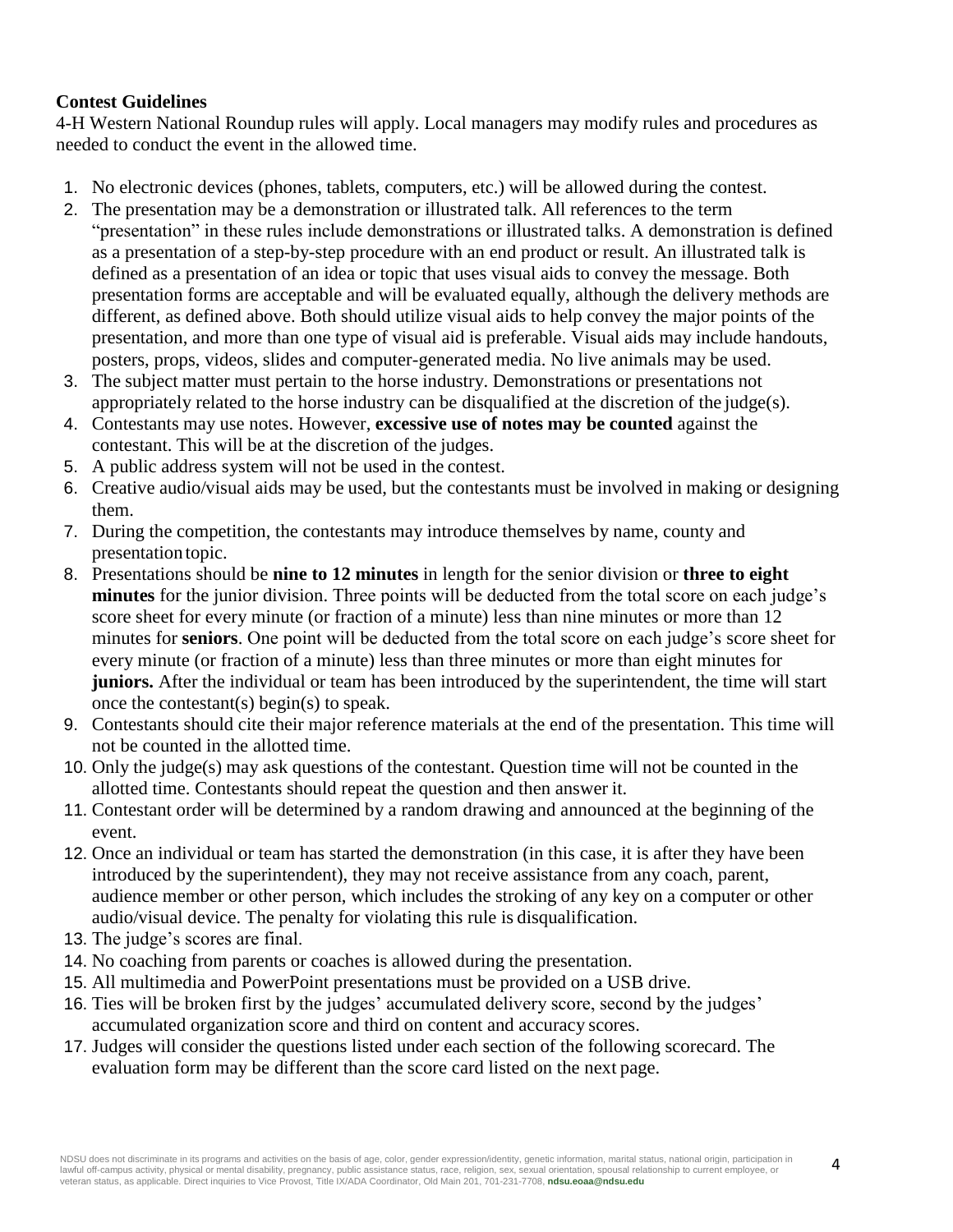**Contest Guidelines**

4-H Western National Roundup rules will apply. Local managers may modify rules and procedures as needed to conduct the event in the allowed time.

1. No electronic devices (phones, tablets, computers, etc.) will be allowed during the contest.
2. The presentation may be a demonstration or illustrated talk. All references to the term "presentation" in these rules include demonstrations or illustrated talks. A demonstration is defined as a presentation of a step-by-step procedure with an end product or result. An illustrated talk is defined as a presentation of an idea or topic that uses visual aids to convey the message. Both presentation forms are acceptable and will be evaluated equally, although the delivery methods are different, as defined above. Both should utilize visual aids to help convey the major points of the presentation, and more than one type of visual aid is preferable. Visual aids may include handouts, posters, props, videos, slides and computer-generated media. No live animals may be used.
3. The subject matter must pertain to the horse industry. Demonstrations or presentations not appropriately related to the horse industry can be disqualified at the discretion of the judge(s).
4. Contestants may use notes. However, **excessive use of notes may be counted** against the contestant. This will be at the discretion of the judges.
5. A public address system will not be used in the contest.
6. Creative audio/visual aids may be used, but the contestants must be involved in making or designing them.
7. During the competition, the contestants may introduce themselves by name, county and presentation topic.
8. Presentations should be **nine to 12 minutes** in length for the senior division or **three to eight minutes** for the junior division. Three points will be deducted from the total score on each judge's score sheet for every minute (or fraction of a minute) less than nine minutes or more than 12 minutes for **seniors**. One point will be deducted from the total score on each judge's score sheet for every minute (or fraction of a minute) less than three minutes or more than eight minutes for **juniors.** After the individual or team has been introduced by the superintendent, the time will start once the contestant(s) begin(s) to speak.
9. Contestants should cite their major reference materials at the end of the presentation. This time will not be counted in the allotted time.
10. Only the judge(s) may ask questions of the contestant. Question time will not be counted in the allotted time. Contestants should repeat the question and then answer it.
11. Contestant order will be determined by a random drawing and announced at the beginning of the event.
12. Once an individual or team has started the demonstration (in this case, it is after they have been introduced by the superintendent), they may not receive assistance from any coach, parent, audience member or other person, which includes the stroking of any key on a computer or other audio/visual device. The penalty for violating this rule is disqualification.
13. The judge's scores are final.
14. No coaching from parents or coaches is allowed during the presentation.
15. All multimedia and PowerPoint presentations must be provided on a USB drive.
16. Ties will be broken first by the judges' accumulated delivery score, second by the judges' accumulated organization score and third on content and accuracy scores.
17. Judges will consider the questions listed under each section of the following scorecard. The evaluation form may be different than the score card listed on the next page.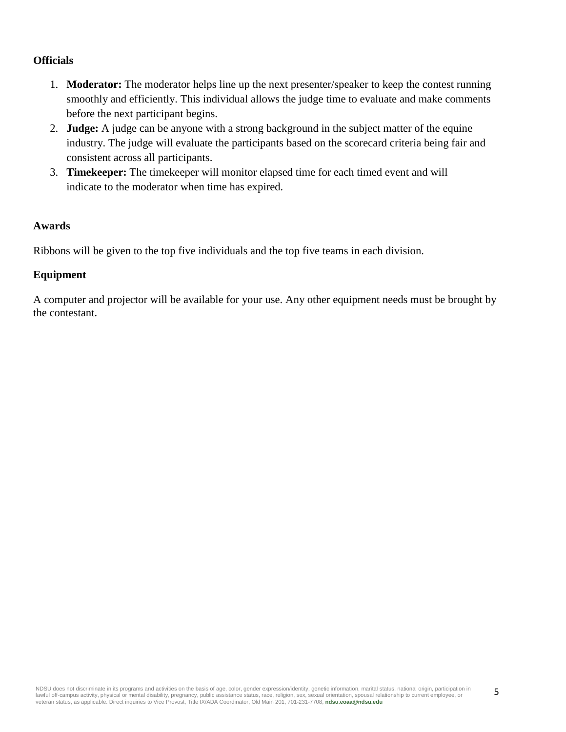**Officials**

1. **Moderator:** The moderator helps line up the next presenter/speaker to keep the contest running smoothly and efficiently. This individual allows the judge time to evaluate and make comments before the next participant begins.
2. **Judge:** A judge can be anyone with a strong background in the subject matter of the equine industry. The judge will evaluate the participants based on the scorecard criteria being fair and consistent across all participants.
3. **Timekeeper:** The timekeeper will monitor elapsed time for each timed event and will indicate to the moderator when time has expired.

**Awards**

Ribbons will be given to the top five individuals and the top five teams in each division.

**Equipment**

A computer and projector will be available for your use. Any other equipment needs must be brought by the contestant.

NDSU does not discriminate in its programs and activities on the basis of age, color, gender expression/identity, genetic information, marital status, national origin, participation in lawful off-campus activity, physical or mental disability, pregnancy, public assistance status, race, religion, sex, sexual orientation, spousal relationship to current employee, or veteran status, as applicable. Direct inquiries to Vice Provost, Title IX/ADA Coordinator, Old Main 201, 701-231-7708, **ndsu.eoaa@ndsu.edu**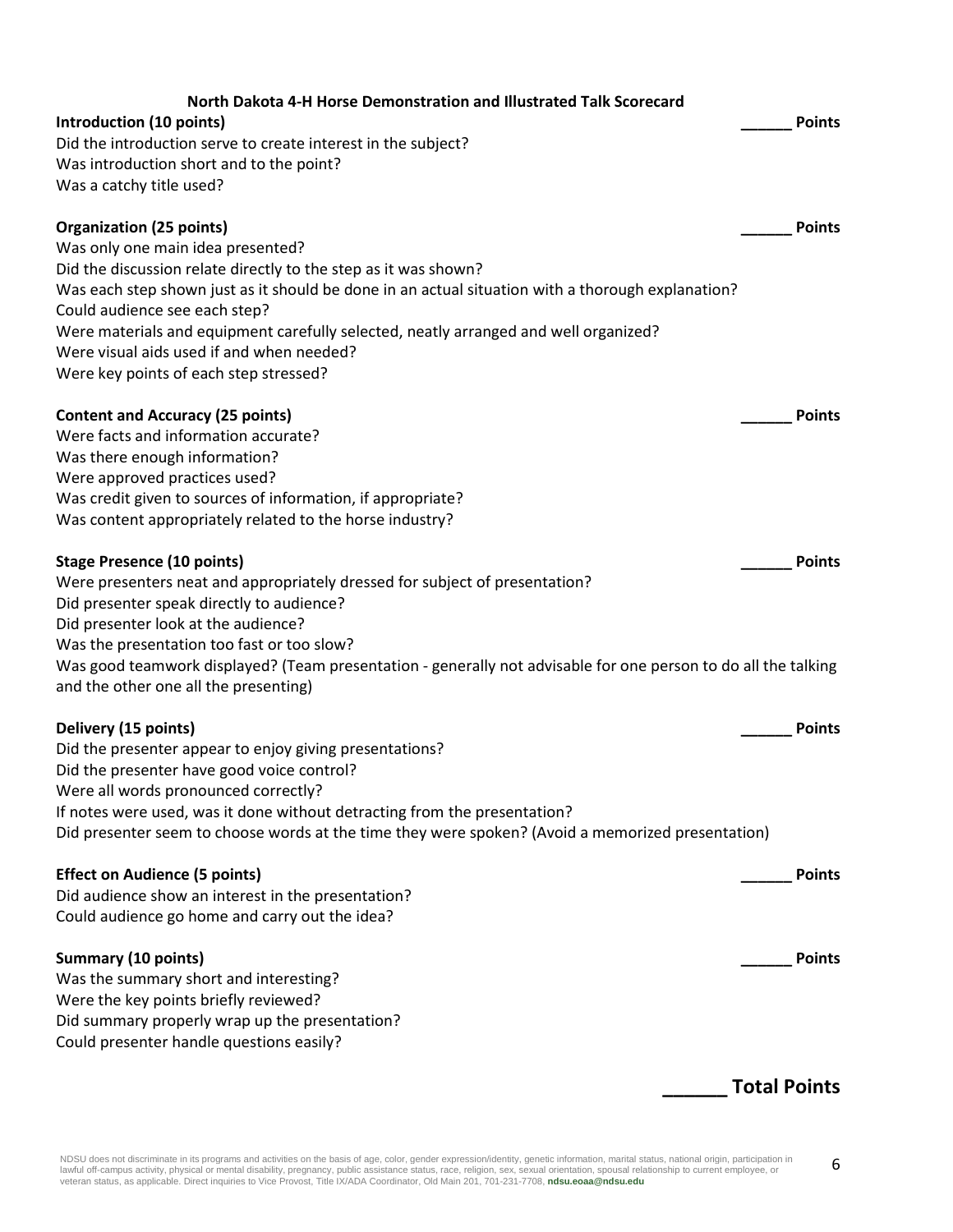# North Dakota 4-H Horse Demonstration and Illustrated Talk Scorecard

**Introduction (10 points)** ______ **Points**

Did the introduction serve to create interest in the subject?
Was introduction short and to the point?
Was a catchy title used?

**Organization (25 points)** ______ **Points**

Was only one main idea presented?
Did the discussion relate directly to the step as it was shown?
Was each step shown just as it should be done in an actual situation with a thorough explanation?
Could audience see each step?
Were materials and equipment carefully selected, neatly arranged and well organized?
Were visual aids used if and when needed?
Were key points of each step stressed?

**Content and Accuracy (25 points)** ______ **Points**

Were facts and information accurate?
Was there enough information?
Were approved practices used?
Was credit given to sources of information, if appropriate?
Was content appropriately related to the horse industry?

**Stage Presence (10 points)** ______ **Points**

Were presenters neat and appropriately dressed for subject of presentation?
Did presenter speak directly to audience?
Did presenter look at the audience?
Was the presentation too fast or too slow?
Was good teamwork displayed? (Team presentation - generally not advisable for one person to do all the talking and the other one all the presenting)

**Delivery (15 points)** ______ **Points**

Did the presenter appear to enjoy giving presentations?
Did the presenter have good voice control?
Were all words pronounced correctly?
If notes were used, was it done without detracting from the presentation?
Did presenter seem to choose words at the time they were spoken? (Avoid a memorized presentation)

**Effect on Audience (5 points)** ______ **Points**

Did audience show an interest in the presentation?
Could audience go home and carry out the idea?

**Summary (10 points)** ______ **Points**

Was the summary short and interesting?
Were the key points briefly reviewed?
Did summary properly wrap up the presentation?
Could presenter handle questions easily?

**______ Total Points**

NDSU does not discriminate in its programs and activities on the basis of age, color, gender expression/identity, genetic information, marital status, national origin, participation in lawful off-campus activity, physical or mental disability, pregnancy, public assistance status, race, religion, sex, sexual orientation, spousal relationship to current employee, or veteran status, as applicable. Direct inquiries to Vice Provost, Title IX/ADA Coordinator, Old Main 201, 701-231-7708, **ndsu.eoaa@ndsu.edu**